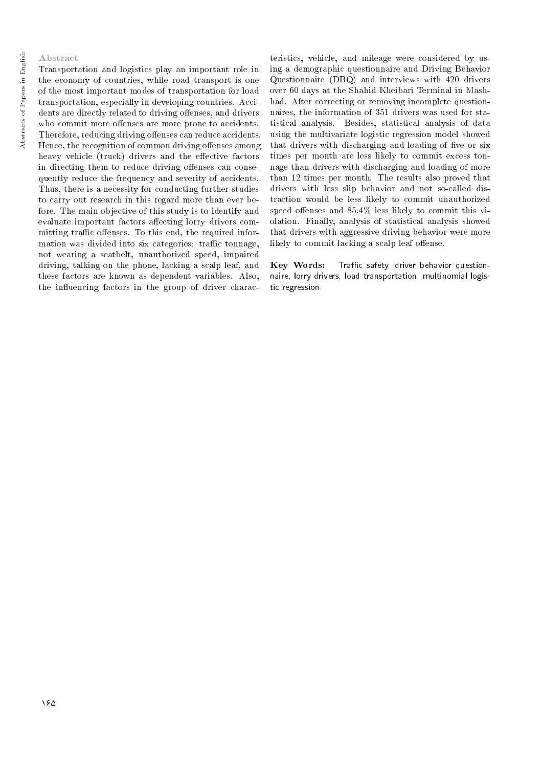## Abstract

Transportation and logistics play an important role in the economy of countries, while road transport is one of the most important modes of transportation for load transportation, especially in developing countries. Accidents are directly related to driving offenses, and drivers who commit more offenses are more prone to accidents. Therefore, reducing driving offenses can reduce accidents. Hence, the recognition of common driving offenses among heavy vehicle (truck) drivers and the effective factors in directing them to reduce driving offenses can consequently reduce the frequency and severity of accidents. Thus, there is a necessity for conducting further studies to carry out research in this regard more than ever before. The main objective of this study is to identify and evaluate important factors affecting lorry drivers committing traffic offenses. To this end, the required information was divided into six categories: traffic tonnage, not wearing a seatbelt, unauthorized speed, impaired driving, talking on the phone, lacking a scalp leaf, and these factors are known as dependent variables. Also, the influencing factors in the group of driver characteristics, vehicle, and mileage were considered by using a demographic questionnaire and Driving Behavior Questionnaire (DBQ) and interviews with 420 drivers over 60 days at the Shahid Kheibari Terminal in Mashhad. After correcting or removing incomplete questionnaires, the information of 351 drivers was used for statistical analysis. Besides, statistical analysis of data using the multivariate logistic regression model showed that drivers with discharging and loading of five or six times per month are less likely to commit excess tonnage than drivers with discharging and loading of more than 12 times per month. The results also proved that drivers with less slip behavior and not so-called distraction would be less likely to commit unauthorized speed offenses and 85.4% less likely to commit this violation. Finally, analysis of statistical analysis showed that drivers with aggressive driving behavior were more likely to commit lacking a scalp leaf offense.

**Key Words:** Traffic safety, driver behavior questionnaire, lorry drivers, load transportation, multinomial logistic regression.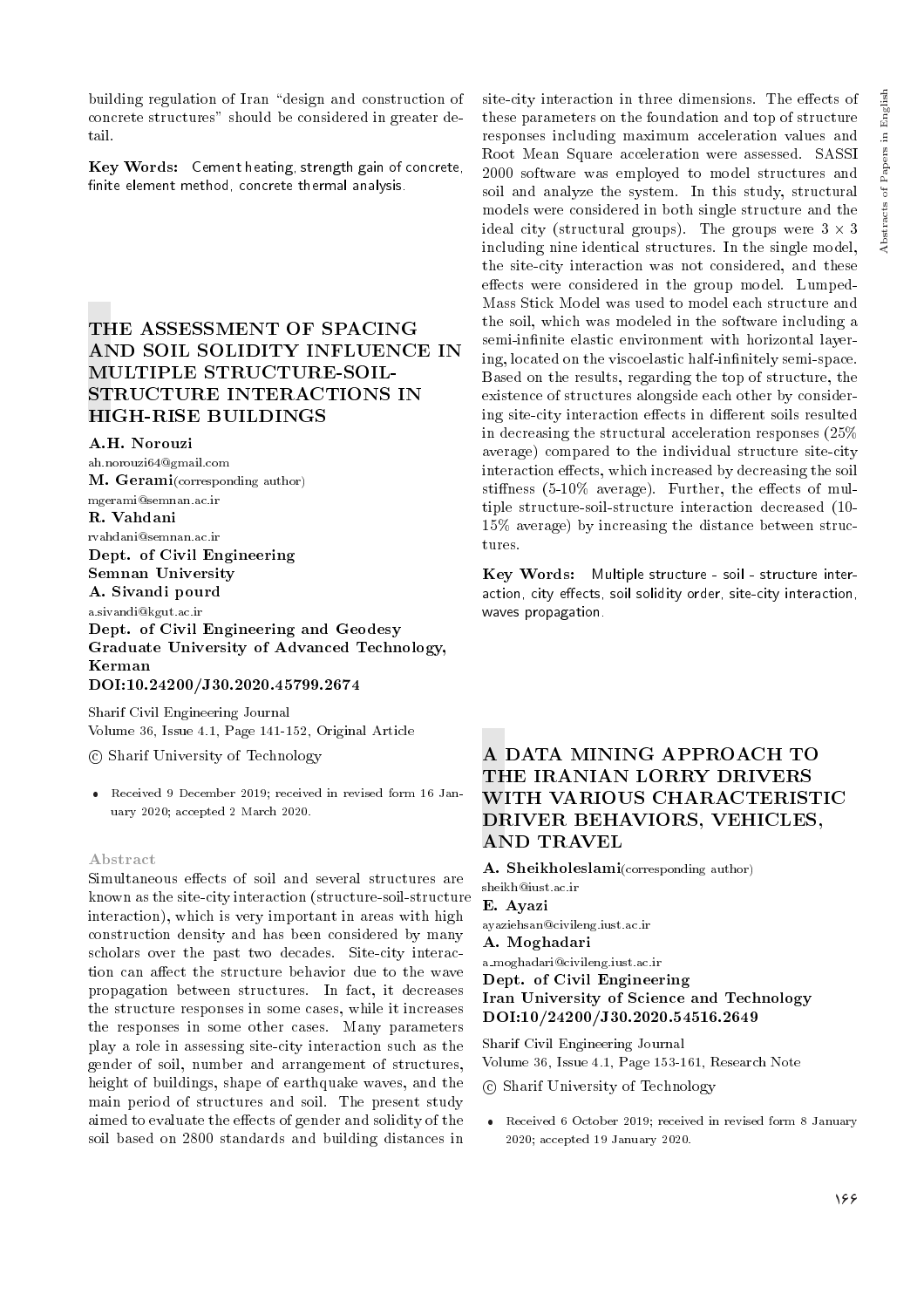building regulation of Iran "design and construction of concrete structures" should be considered in greater detail.

**Key Words:** Cement heating, strength gain of concrete, finite element method, concrete thermal analysis.

# THE ASSESSMENT OF SPACING AND SOIL SOLIDITY INFLUENCE IN MULTIPLE STRUCTURE-SOIL-STRUCTURE INTERACTIONS IN HIGH-RISE BUILDINGS

**A.H. Norouzi**
ah.norouzi64@gmail.com
**M. Gerami**(corresponding author)
mgerami@semnan.ac.ir
**R. Vahdani**
rvahdani@semnan.ac.ir
**Dept. of Civil Engineering**
**Semnan University**
**A. Sivandi pourd**
a.sivandi@kgut.ac.ir
**Dept. of Civil Engineering and Geodesy**
**Graduate University of Advanced Technology, Kerman**
**DOI:10.24200/J30.2020.45799.2674**

Sharif Civil Engineering Journal
Volume 36, Issue 4.1, Page 141-152, Original Article

© Sharif University of Technology

- Received 9 December 2019; received in revised form 16 January 2020; accepted 2 March 2020.

## Abstract

Simultaneous effects of soil and several structures are known as the site-city interaction (structure-soil-structure interaction), which is very important in areas with high construction density and has been considered by many scholars over the past two decades. Site-city interaction can affect the structure behavior due to the wave propagation between structures. In fact, it decreases the structure responses in some cases, while it increases the responses in some other cases. Many parameters play a role in assessing site-city interaction such as the gender of soil, number and arrangement of structures, height of buildings, shape of earthquake waves, and the main period of structures and soil. The present study aimed to evaluate the effects of gender and solidity of the soil based on 2800 standards and building distances in site-city interaction in three dimensions. The effects of these parameters on the foundation and top of structure responses including maximum acceleration values and Root Mean Square acceleration were assessed. SASSI 2000 software was employed to model structures and soil and analyze the system. In this study, structural models were considered in both single structure and the ideal city (structural groups). The groups were $3 \times 3$ including nine identical structures. In the single model, the site-city interaction was not considered, and these effects were considered in the group model. Lumped-Mass Stick Model was used to model each structure and the soil, which was modeled in the software including a semi-infinite elastic environment with horizontal layering, located on the viscoelastic half-infinitely semi-space. Based on the results, regarding the top of structure, the existence of structures alongside each other by considering site-city interaction effects in different soils resulted in decreasing the structural acceleration responses (25% average) compared to the individual structure site-city interaction effects, which increased by decreasing the soil stiffness (5-10% average). Further, the effects of multiple structure-soil-structure interaction decreased (10-15% average) by increasing the distance between structures.

**Key Words:** Multiple structure - soil - structure interaction, city effects, soil solidity order, site-city interaction, waves propagation.

# A DATA MINING APPROACH TO THE IRANIAN LORRY DRIVERS WITH VARIOUS CHARACTERISTIC DRIVER BEHAVIORS, VEHICLES, AND TRAVEL

**A. Sheikholeslami**(corresponding author)
sheikh@iust.ac.ir
**E. Ayazi**
ayaziehsan@civileng.iust.ac.ir
**A. Moghadari**
a_moghadari@civileng.iust.ac.ir
**Dept. of Civil Engineering**
**Iran University of Science and Technology**
**DOI:10/24200/J30.2020.54516.2649**

Sharif Civil Engineering Journal
Volume 36, Issue 4.1, Page 153-161, Research Note

© Sharif University of Technology

- Received 6 October 2019; received in revised form 8 January 2020; accepted 19 January 2020.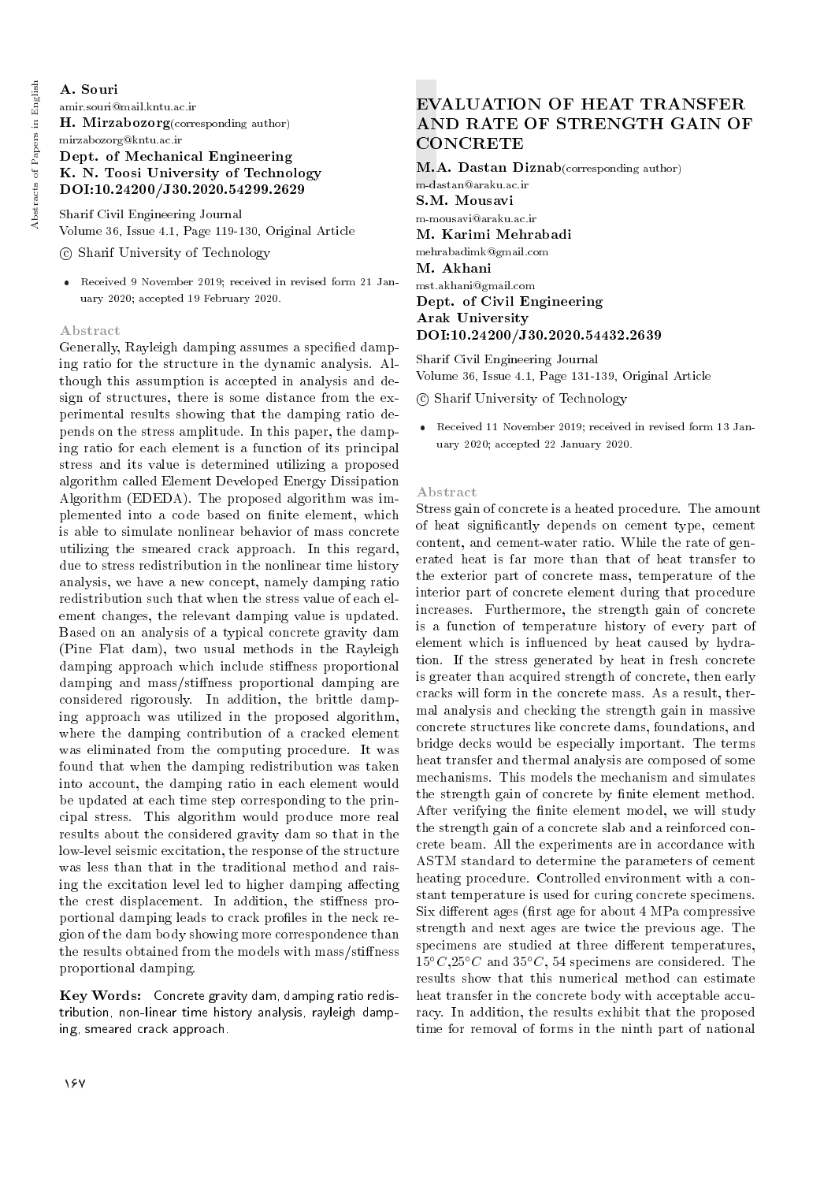**A. Souri**
amir.souri@mail.kntu.ac.ir
**H. Mirzabozorg**(corresponding author)
mirzabozorg@kntu.ac.ir
**Dept. of Mechanical Engineering**
**K. N. Toosi University of Technology**
**DOI:10.24200/J30.2020.54299.2629**

Sharif Civil Engineering Journal
Volume 36, Issue 4.1, Page 119-130, Original Article

© Sharif University of Technology

- Received 9 November 2019; received in revised form 21 January 2020; accepted 19 February 2020.

### Abstract

Generally, Rayleigh damping assumes a specified damping ratio for the structure in the dynamic analysis. Although this assumption is accepted in analysis and design of structures, there is some distance from the experimental results showing that the damping ratio depends on the stress amplitude. In this paper, the damping ratio for each element is a function of its principal stress and its value is determined utilizing a proposed algorithm called Element Developed Energy Dissipation Algorithm (EDEDA). The proposed algorithm was implemented into a code based on finite element, which is able to simulate nonlinear behavior of mass concrete utilizing the smeared crack approach. In this regard, due to stress redistribution in the nonlinear time history analysis, we have a new concept, namely damping ratio redistribution such that when the stress value of each element changes, the relevant damping value is updated. Based on an analysis of a typical concrete gravity dam (Pine Flat dam), two usual methods in the Rayleigh damping approach which include stiffness proportional damping and mass/stiffness proportional damping are considered rigorously. In addition, the brittle damping approach was utilized in the proposed algorithm, where the damping contribution of a cracked element was eliminated from the computing procedure. It was found that when the damping redistribution was taken into account, the damping ratio in each element would be updated at each time step corresponding to the principal stress. This algorithm would produce more real results about the considered gravity dam so that in the low-level seismic excitation, the response of the structure was less than that in the traditional method and raising the excitation level led to higher damping affecting the crest displacement. In addition, the stiffness proportional damping leads to crack profiles in the neck region of the dam body showing more correspondence than the results obtained from the models with mass/stiffness proportional damping.

**Key Words:** Concrete gravity dam, damping ratio redistribution, non-linear time history analysis, rayleigh damping, smeared crack approach.

## EVALUATION OF HEAT TRANSFER AND RATE OF STRENGTH GAIN OF CONCRETE

**M.A. Dastan Diznab**(corresponding author)
m-dastan@araku.ac.ir
**S.M. Mousavi**
m-mousavi@araku.ac.ir
**M. Karimi Mehrabadi**
mehrabadimk@gmail.com
**M. Akhani**
mst.akhani@gmail.com
**Dept. of Civil Engineering**
**Arak University**
**DOI:10.24200/J30.2020.54432.2639**

Sharif Civil Engineering Journal
Volume 36, Issue 4.1, Page 131-139, Original Article

© Sharif University of Technology

- Received 11 November 2019; received in revised form 13 January 2020; accepted 22 January 2020.

### Abstract

Stress gain of concrete is a heated procedure. The amount of heat significantly depends on cement type, cement content, and cement-water ratio. While the rate of generated heat is far more than that of heat transfer to the exterior part of concrete mass, temperature of the interior part of concrete element during that procedure increases. Furthermore, the strength gain of concrete is a function of temperature history of every part of element which is influenced by heat caused by hydration. If the stress generated by heat in fresh concrete is greater than acquired strength of concrete, then early cracks will form in the concrete mass. As a result, thermal analysis and checking the strength gain in massive concrete structures like concrete dams, foundations, and bridge decks would be especially important. The terms heat transfer and thermal analysis are composed of some mechanisms. This models the mechanism and simulates the strength gain of concrete by finite element method. After verifying the finite element model, we will study the strength gain of a concrete slab and a reinforced concrete beam. All the experiments are in accordance with ASTM standard to determine the parameters of cement heating procedure. Controlled environment with a constant temperature is used for curing concrete specimens. Six different ages (first age for about 4 MPa compressive strength and next ages are twice the previous age. The specimens are studied at three different temperatures, $15°C$,$25°C$ and $35°C$, 54 specimens are considered. The results show that this numerical method can estimate heat transfer in the concrete body with acceptable accuracy. In addition, the results exhibit that the proposed time for removal of forms in the ninth part of national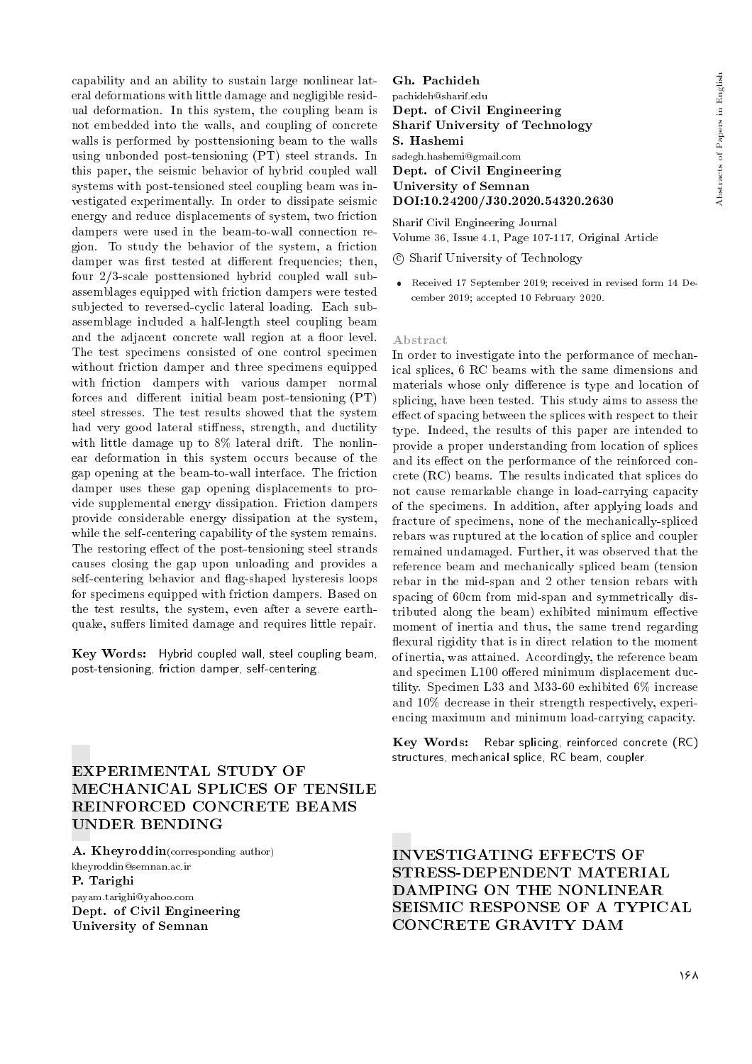capability and an ability to sustain large nonlinear lateral deformations with little damage and negligible residual deformation. In this system, the coupling beam is not embedded into the walls, and coupling of concrete walls is performed by posttensioning beam to the walls using unbonded post-tensioning (PT) steel strands. In this paper, the seismic behavior of hybrid coupled wall systems with post-tensioned steel coupling beam was investigated experimentally. In order to dissipate seismic energy and reduce displacements of system, two friction dampers were used in the beam-to-wall connection region. To study the behavior of the system, a friction damper was first tested at different frequencies; then, four 2/3-scale posttensioned hybrid coupled wall subassemblages equipped with friction dampers were tested subjected to reversed-cyclic lateral loading. Each subassemblage included a half-length steel coupling beam and the adjacent concrete wall region at a floor level. The test specimens consisted of one control specimen without friction damper and three specimens equipped with friction dampers with various damper normal forces and different initial beam post-tensioning (PT) steel stresses. The test results showed that the system had very good lateral stiffness, strength, and ductility with little damage up to 8% lateral drift. The nonlinear deformation in this system occurs because of the gap opening at the beam-to-wall interface. The friction damper uses these gap opening displacements to provide supplemental energy dissipation. Friction dampers provide considerable energy dissipation at the system, while the self-centering capability of the system remains. The restoring effect of the post-tensioning steel strands causes closing the gap upon unloading and provides a self-centering behavior and flag-shaped hysteresis loops for specimens equipped with friction dampers. Based on the test results, the system, even after a severe earthquake, suffers limited damage and requires little repair.

**Key Words:** Hybrid coupled wall, steel coupling beam, post-tensioning, friction damper, self-centering.

## EXPERIMENTAL STUDY OF MECHANICAL SPLICES OF TENSILE REINFORCED CONCRETE BEAMS UNDER BENDING

**A. Kheyroddin**(corresponding author)
kheyroddin@semnan.ac.ir
**P. Tarighi**
payam.tarighi@yahoo.com
**Dept. of Civil Engineering**
**University of Semnan**
**Gh. Pachideh**
pachideh@sharif.edu
**Dept. of Civil Engineering**
**Sharif University of Technology**
**S. Hashemi**
sadegh.hashemi@gmail.com
**Dept. of Civil Engineering**
**University of Semnan**
**DOI:10.24200/J30.2020.54320.2630**

Sharif Civil Engineering Journal
Volume 36, Issue 4.1, Page 107-117, Original Article

© Sharif University of Technology

- Received 17 September 2019; received in revised form 14 December 2019; accepted 10 February 2020.

### Abstract

In order to investigate into the performance of mechanical splices, 6 RC beams with the same dimensions and materials whose only difference is type and location of splicing, have been tested. This study aims to assess the effect of spacing between the splices with respect to their type. Indeed, the results of this paper are intended to provide a proper understanding from location of splices and its effect on the performance of the reinforced concrete (RC) beams. The results indicated that splices do not cause remarkable change in load-carrying capacity of the specimens. In addition, after applying loads and fracture of specimens, none of the mechanically-spliced rebars was ruptured at the location of splice and coupler remained undamaged. Further, it was observed that the reference beam and mechanically spliced beam (tension rebar in the mid-span and 2 other tension rebars with spacing of 60cm from mid-span and symmetrically distributed along the beam) exhibited minimum effective moment of inertia and thus, the same trend regarding flexural rigidity that is in direct relation to the moment of inertia, was attained. Accordingly, the reference beam and specimen L100 offered minimum displacement ductility. Specimen L33 and M33-60 exhibited 6% increase and 10% decrease in their strength respectively, experiencing maximum and minimum load-carrying capacity.

**Key Words:** Rebar splicing, reinforced concrete (RC) structures, mechanical splice, RC beam, coupler.

## INVESTIGATING EFFECTS OF STRESS-DEPENDENT MATERIAL DAMPING ON THE NONLINEAR SEISMIC RESPONSE OF A TYPICAL CONCRETE GRAVITY DAM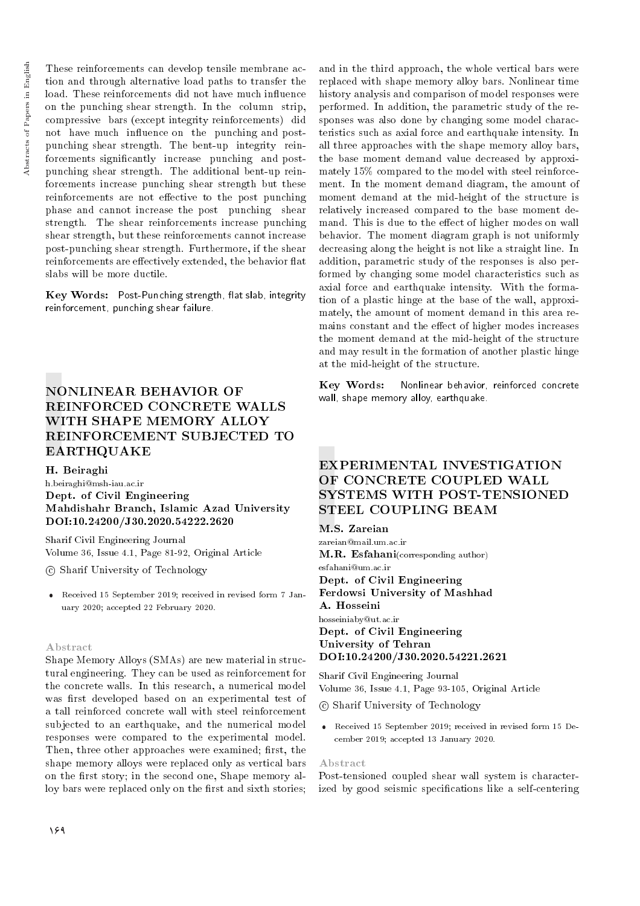These reinforcements can develop tensile membrane action and through alternative load paths to transfer the load. These reinforcements did not have much influence on the punching shear strength. In the column strip, compressive bars (except integrity reinforcements) did not have much influence on the punching and post-punching shear strength. The bent-up integrity reinforcements significantly increase punching and post-punching shear strength. The additional bent-up reinforcements increase punching shear strength but these reinforcements are not effective to the post punching phase and cannot increase the post punching shear strength. The shear reinforcements increase punching shear strength, but these reinforcements cannot increase post-punching shear strength. Furthermore, if the shear reinforcements are effectively extended, the behavior flat slabs will be more ductile.

**Key Words:** Post-Punching strength, flat slab, integrity reinforcement, punching shear failure.

## NONLINEAR BEHAVIOR OF REINFORCED CONCRETE WALLS WITH SHAPE MEMORY ALLOY REINFORCEMENT SUBJECTED TO EARTHQUAKE

**H. Beiraghi**
h.beiraghi@msh-iau.ac.ir
**Dept. of Civil Engineering**
**Mahdishahr Branch, Islamic Azad University**
**DOI:10.24200/J30.2020.54222.2620**

Sharif Civil Engineering Journal
Volume 36, Issue 4.1, Page 81-92, Original Article

© Sharif University of Technology

- Received 15 September 2019; received in revised form 7 January 2020; accepted 22 February 2020.

### Abstract

Shape Memory Alloys (SMAs) are new material in structural engineering. They can be used as reinforcement for the concrete walls. In this research, a numerical model was first developed based on an experimental test of a tall reinforced concrete wall with steel reinforcement subjected to an earthquake, and the numerical model responses were compared to the experimental model. Then, three other approaches were examined; first, the shape memory alloys were replaced only as vertical bars on the first story; in the second one, Shape memory alloy bars were replaced only on the first and sixth stories; and in the third approach, the whole vertical bars were replaced with shape memory alloy bars. Nonlinear time history analysis and comparison of model responses were performed. In addition, the parametric study of the responses was also done by changing some model characteristics such as axial force and earthquake intensity. In all three approaches with the shape memory alloy bars, the base moment demand value decreased by approximately 15% compared to the model with steel reinforcement. In the moment demand diagram, the amount of moment demand at the mid-height of the structure is relatively increased compared to the base moment demand. This is due to the effect of higher modes on wall behavior. The moment diagram graph is not uniformly decreasing along the height is not like a straight line. In addition, parametric study of the responses is also performed by changing some model characteristics such as axial force and earthquake intensity. With the formation of a plastic hinge at the base of the wall, approximately, the amount of moment demand in this area remains constant and the effect of higher modes increases the moment demand at the mid-height of the structure and may result in the formation of another plastic hinge at the mid-height of the structure.

**Key Words:** Nonlinear behavior, reinforced concrete wall, shape memory alloy, earthquake.

## EXPERIMENTAL INVESTIGATION OF CONCRETE COUPLED WALL SYSTEMS WITH POST-TENSIONED STEEL COUPLING BEAM

**M.S. Zareian**
zareian@mail.um.ac.ir
**M.R. Esfahani**(corresponding author)
esfahani@um.ac.ir
**Dept. of Civil Engineering**
**Ferdowsi University of Mashhad**
**A. Hosseini**
hosseiniaby@ut.ac.ir
**Dept. of Civil Engineering**
**University of Tehran**
**DOI:10.24200/J30.2020.54221.2621**

Sharif Civil Engineering Journal
Volume 36, Issue 4.1, Page 93-105, Original Article

© Sharif University of Technology

- Received 15 September 2019; received in revised form 15 December 2019; accepted 13 January 2020.

### Abstract

Post-tensioned coupled shear wall system is characterized by good seismic specifications like a self-centering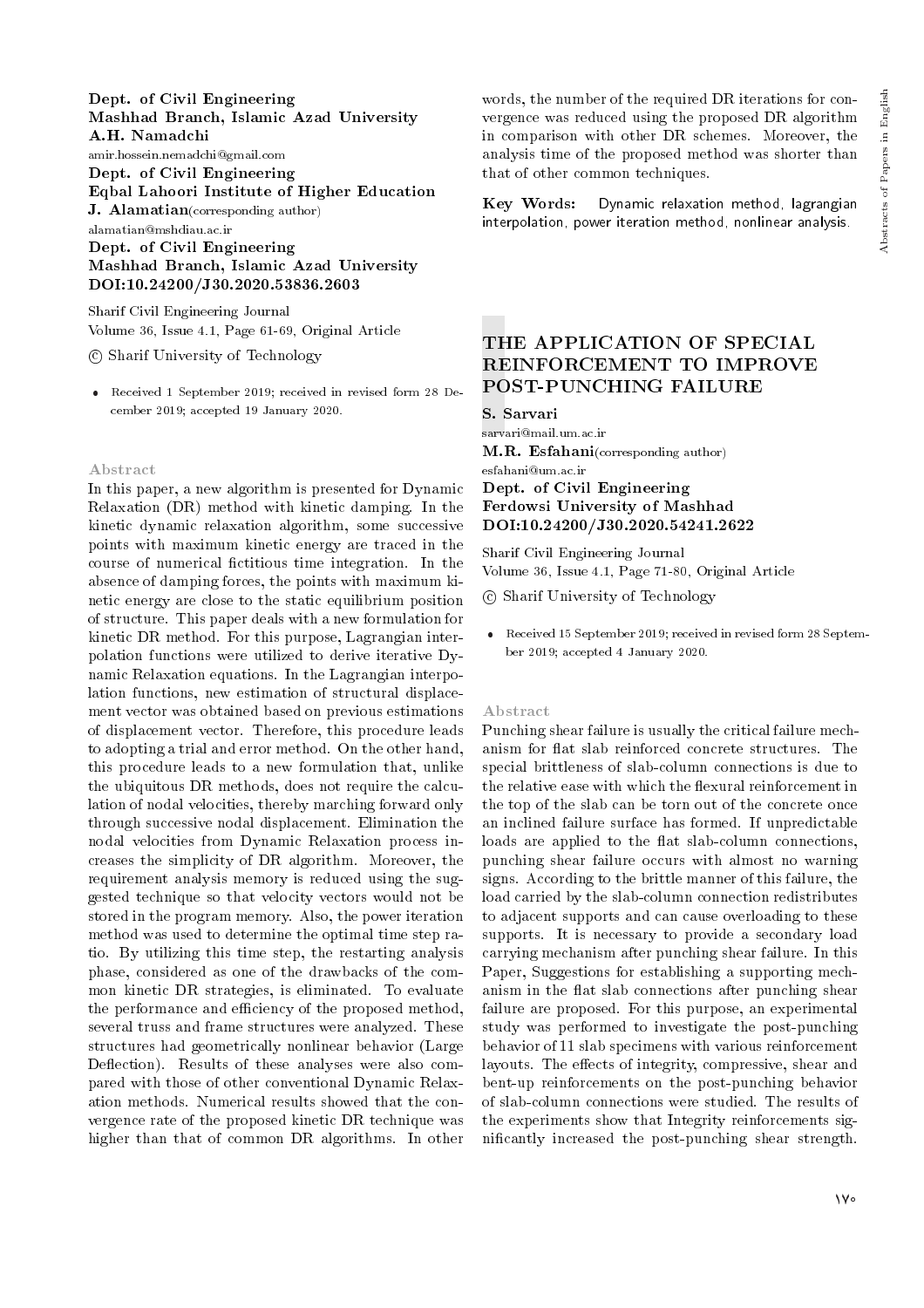**Dept. of Civil Engineering**
**Mashhad Branch, Islamic Azad University**
**A.H. Namadchi**
amir.hossein.nemadchi@gmail.com
**Dept. of Civil Engineering**
**Eqbal Lahoori Institute of Higher Education**
**J. Alamatian**(corresponding author)
alamatian@mshdiau.ac.ir
**Dept. of Civil Engineering**
**Mashhad Branch, Islamic Azad University**
**DOI:10.24200/J30.2020.53836.2603**

Sharif Civil Engineering Journal
Volume 36, Issue 4.1, Page 61-69, Original Article

© Sharif University of Technology

- Received 1 September 2019; received in revised form 28 December 2019; accepted 19 January 2020.

### Abstract

In this paper, a new algorithm is presented for Dynamic Relaxation (DR) method with kinetic damping. In the kinetic dynamic relaxation algorithm, some successive points with maximum kinetic energy are traced in the course of numerical fictitious time integration. In the absence of damping forces, the points with maximum kinetic energy are close to the static equilibrium position of structure. This paper deals with a new formulation for kinetic DR method. For this purpose, Lagrangian interpolation functions were utilized to derive iterative Dynamic Relaxation equations. In the Lagrangian interpolation functions, new estimation of structural displacement vector was obtained based on previous estimations of displacement vector. Therefore, this procedure leads to adopting a trial and error method. On the other hand, this procedure leads to a new formulation that, unlike the ubiquitous DR methods, does not require the calculation of nodal velocities, thereby marching forward only through successive nodal displacement. Elimination the nodal velocities from Dynamic Relaxation process increases the simplicity of DR algorithm. Moreover, the requirement analysis memory is reduced using the suggested technique so that velocity vectors would not be stored in the program memory. Also, the power iteration method was used to determine the optimal time step ratio. By utilizing this time step, the restarting analysis phase, considered as one of the drawbacks of the common kinetic DR strategies, is eliminated. To evaluate the performance and efficiency of the proposed method, several truss and frame structures were analyzed. These structures had geometrically nonlinear behavior (Large Deflection). Results of these analyses were also compared with those of other conventional Dynamic Relaxation methods. Numerical results showed that the convergence rate of the proposed kinetic DR technique was higher than that of common DR algorithms. In other words, the number of the required DR iterations for convergence was reduced using the proposed DR algorithm in comparison with other DR schemes. Moreover, the analysis time of the proposed method was shorter than that of other common techniques.

**Key Words:** Dynamic relaxation method, lagrangian interpolation, power iteration method, nonlinear analysis.

## THE APPLICATION OF SPECIAL REINFORCEMENT TO IMPROVE POST-PUNCHING FAILURE

**S. Sarvari**
sarvari@mail.um.ac.ir
**M.R. Esfahani**(corresponding author)
esfahani@um.ac.ir
**Dept. of Civil Engineering**
**Ferdowsi University of Mashhad**
**DOI:10.24200/J30.2020.54241.2622**

Sharif Civil Engineering Journal
Volume 36, Issue 4.1, Page 71-80, Original Article

© Sharif University of Technology

- Received 15 September 2019; received in revised form 28 September 2019; accepted 4 January 2020.

### Abstract

Punching shear failure is usually the critical failure mechanism for flat slab reinforced concrete structures. The special brittleness of slab-column connections is due to the relative ease with which the flexural reinforcement in the top of the slab can be torn out of the concrete once an inclined failure surface has formed. If unpredictable loads are applied to the flat slab-column connections, punching shear failure occurs with almost no warning signs. According to the brittle manner of this failure, the load carried by the slab-column connection redistributes to adjacent supports and can cause overloading to these supports. It is necessary to provide a secondary load carrying mechanism after punching shear failure. In this Paper, Suggestions for establishing a supporting mechanism in the flat slab connections after punching shear failure are proposed. For this purpose, an experimental study was performed to investigate the post-punching behavior of 11 slab specimens with various reinforcement layouts. The effects of integrity, compressive, shear and bent-up reinforcements on the post-punching behavior of slab-column connections were studied. The results of the experiments show that Integrity reinforcements significantly increased the post-punching shear strength.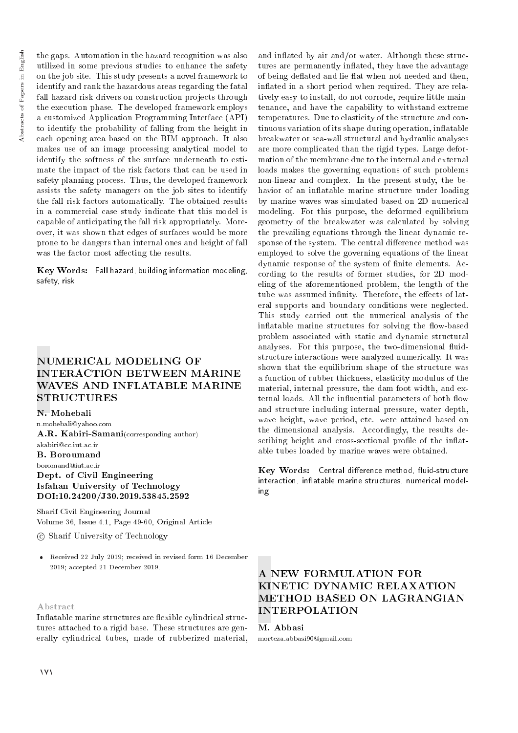the gaps. Automation in the hazard recognition was also utilized in some previous studies to enhance the safety on the job site. This study presents a novel framework to identify and rank the hazardous areas regarding the fatal fall hazard risk drivers on construction projects through the execution phase. The developed framework employs a customized Application Programming Interface (API) to identify the probability of falling from the height in each opening area based on the BIM approach. It also makes use of an image processing analytical model to identify the softness of the surface underneath to estimate the impact of the risk factors that can be used in safety planning process. Thus, the developed framework assists the safety managers on the job sites to identify the fall risk factors automatically. The obtained results in a commercial case study indicate that this model is capable of anticipating the fall risk appropriately. Moreover, it was shown that edges of surfaces would be more prone to be dangers than internal ones and height of fall was the factor most affecting the results.

**Key Words:** Fall hazard, building information modeling, safety, risk.

## NUMERICAL MODELING OF INTERACTION BETWEEN MARINE WAVES AND INFLATABLE MARINE STRUCTURES

**N. Mohebali**
n.mohebali@yahoo.com
**A.R. Kabiri-Samani**(corresponding author)
akabiri@cc.iut.ac.ir
**B. Boroumand**
boromand@iut.ac.ir
**Dept. of Civil Engineering**
**Isfahan University of Technology**
**DOI:10.24200/J30.2019.53845.2592**

Sharif Civil Engineering Journal
Volume 36, Issue 4.1, Page 49-60, Original Article

© Sharif University of Technology

- Received 22 July 2019; received in revised form 16 December 2019; accepted 21 December 2019.

### Abstract

Inflatable marine structures are flexible cylindrical structures attached to a rigid base. These structures are generally cylindrical tubes, made of rubberized material, and inflated by air and/or water. Although these structures are permanently inflated, they have the advantage of being deflated and lie flat when not needed and then, inflated in a short period when required. They are relatively easy to install, do not corrode, require little maintenance, and have the capability to withstand extreme temperatures. Due to elasticity of the structure and continuous variation of its shape during operation, inflatable breakwater or sea-wall structural and hydraulic analyses are more complicated than the rigid types. Large deformation of the membrane due to the internal and external loads makes the governing equations of such problems non-linear and complex. In the present study, the behavior of an inflatable marine structure under loading by marine waves was simulated based on 2D numerical modeling. For this purpose, the deformed equilibrium geometry of the breakwater was calculated by solving the prevailing equations through the linear dynamic response of the system. The central difference method was employed to solve the governing equations of the linear dynamic response of the system of finite elements. According to the results of former studies, for 2D modeling of the aforementioned problem, the length of the tube was assumed infinity. Therefore, the effects of lateral supports and boundary conditions were neglected. This study carried out the numerical analysis of the inflatable marine structures for solving the flow-based problem associated with static and dynamic structural analyses. For this purpose, the two-dimensional fluid-structure interactions were analyzed numerically. It was shown that the equilibrium shape of the structure was a function of rubber thickness, elasticity modulus of the material, internal pressure, the dam foot width, and external loads. All the influential parameters of both flow and structure including internal pressure, water depth, wave height, wave period, etc. were attained based on the dimensional analysis. Accordingly, the results describing height and cross-sectional profile of the inflatable tubes loaded by marine waves were obtained.

**Key Words:** Central difference method, fluid-structure interaction, inflatable marine structures, numerical modeling.

## A NEW FORMULATION FOR KINETIC DYNAMIC RELAXATION METHOD BASED ON LAGRANGIAN INTERPOLATION

**M. Abbasi**
morteza.abbasi90@gmail.com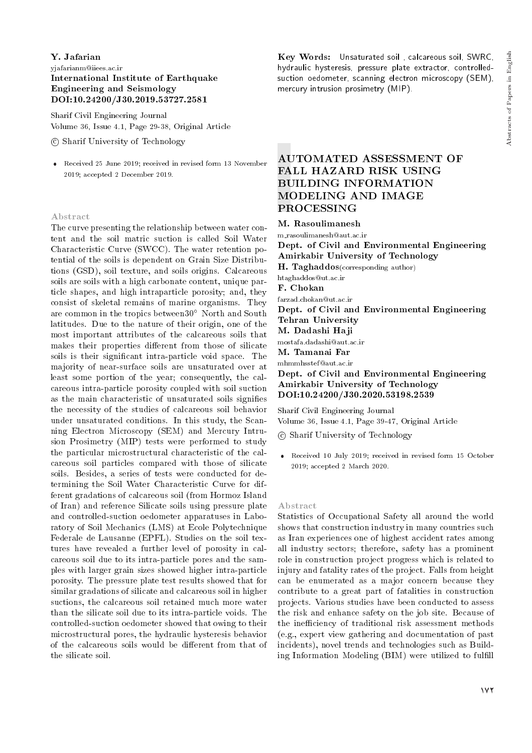**Y. Jafarian**
yjafarianm@iiees.ac.ir
**International Institute of Earthquake Engineering and Seismology**
**DOI:10.24200/J30.2019.53727.2581**

Sharif Civil Engineering Journal
Volume 36, Issue 4.1, Page 29-38, Original Article

© Sharif University of Technology

- Received 25 June 2019; received in revised form 13 November 2019; accepted 2 December 2019.

### Abstract

The curve presenting the relationship between water content and the soil matric suction is called Soil Water Characteristic Curve (SWCC). The water retention potential of the soils is dependent on Grain Size Distributions (GSD), soil texture, and soils origins. Calcareous soils are soils with a high carbonate content, unique particle shapes, and high intraparticle porosity; and, they consist of skeletal remains of marine organisms. They are common in the tropics between30° North and South latitudes. Due to the nature of their origin, one of the most important attributes of the calcareous soils that makes their properties different from those of silicate soils is their significant intra-particle void space. The majority of near-surface soils are unsaturated over at least some portion of the year; consequently, the calcareous intra-particle porosity coupled with soil suction as the main characteristic of unsaturated soils signifies the necessity of the studies of calcareous soil behavior under unsaturated conditions. In this study, the Scanning Electron Microscopy (SEM) and Mercury Intrusion Prosimetry (MIP) tests were performed to study the particular microstructural characteristic of the calcareous soil particles compared with those of silicate soils. Besides, a series of tests were conducted for determining the Soil Water Characteristic Curve for different gradations of calcareous soil (from Hormoz Island of Iran) and reference Silicate soils using pressure plate and controlled-suction oedometer apparatuses in Laboratory of Soil Mechanics (LMS) at Ecole Polytechnique Federale de Lausanne (EPFL). Studies on the soil textures have revealed a further level of porosity in calcareous soil due to its intra-particle pores and the samples with larger grain sizes showed higher intra-particle porosity. The pressure plate test results showed that for similar gradations of silicate and calcareous soil in higher suctions, the calcareous soil retained much more water than the silicate soil due to its intra-particle voids. The controlled-suction oedometer showed that owing to their microstructural pores, the hydraulic hysteresis behavior of the calcareous soils would be different from that of the silicate soil.

**Key Words:** Unsaturated soil , calcareous soil, SWRC, hydraulic hysteresis, pressure plate extractor, controlled-suction oedometer, scanning electron microscopy (SEM), mercury intrusion prosimetry (MIP).

## AUTOMATED ASSESSMENT OF FALL HAZARD RISK USING BUILDING INFORMATION MODELING AND IMAGE PROCESSING

**M. Rasoulimanesh**
m_rasoulimanesh@aut.ac.ir
**Dept. of Civil and Environmental Engineering**
**Amirkabir University of Technology**
**H. Taghaddos**(corresponding author)
htaghaddos@ut.ac.ir
**F. Chokan**
farzad.chokan@ut.ac.ir
**Dept. of Civil and Environmental Engineering**
**Tehran University**
**M. Dadashi Haji**
mostafa.dadashi@aut.ac.ir
**M. Tamanai Far**
mhmmhsstef@aut.ac.ir
**Dept. of Civil and Environmental Engineering**
**Amirkabir University of Technology**
**DOI:10.24200/J30.2020.53198.2539**

Sharif Civil Engineering Journal
Volume 36, Issue 4.1, Page 39-47, Original Article

© Sharif University of Technology

- Received 10 July 2019; received in revised form 15 October 2019; accepted 2 March 2020.

### Abstract

Statistics of Occupational Safety all around the world shows that construction industry in many countries such as Iran experiences one of highest accident rates among all industry sectors; therefore, safety has a prominent role in construction project progress which is related to injury and fatality rates of the project. Falls from height can be enumerated as a major concern because they contribute to a great part of fatalities in construction projects. Various studies have been conducted to assess the risk and enhance safety on the job site. Because of the inefficiency of traditional risk assessment methods (e.g., expert view gathering and documentation of past incidents), novel trends and technologies such as Building Information Modeling (BIM) were utilized to fulfill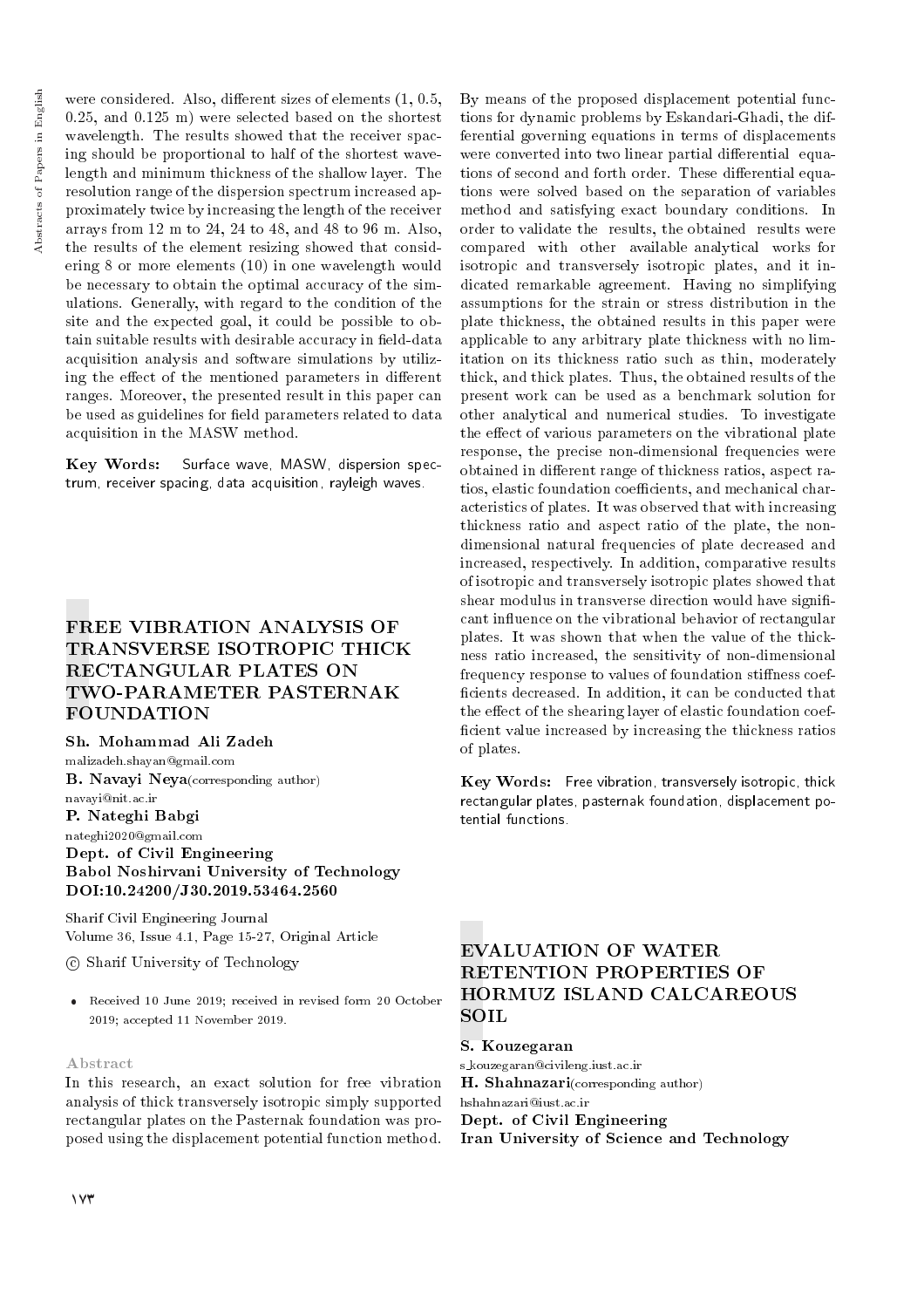were considered. Also, different sizes of elements (1, 0.5, 0.25, and 0.125 m) were selected based on the shortest wavelength. The results showed that the receiver spacing should be proportional to half of the shortest wavelength and minimum thickness of the shallow layer. The resolution range of the dispersion spectrum increased approximately twice by increasing the length of the receiver arrays from 12 m to 24, 24 to 48, and 48 to 96 m. Also, the results of the element resizing showed that considering 8 or more elements (10) in one wavelength would be necessary to obtain the optimal accuracy of the simulations. Generally, with regard to the condition of the site and the expected goal, it could be possible to obtain suitable results with desirable accuracy in field-data acquisition analysis and software simulations by utilizing the effect of the mentioned parameters in different ranges. Moreover, the presented result in this paper can be used as guidelines for field parameters related to data acquisition in the MASW method.

**Key Words:** Surface wave, MASW, dispersion spectrum, receiver spacing, data acquisition, rayleigh waves.

## FREE VIBRATION ANALYSIS OF TRANSVERSE ISOTROPIC THICK RECTANGULAR PLATES ON TWO-PARAMETER PASTERNAK FOUNDATION

**Sh. Mohammad Ali Zadeh**
malizadeh.shayan@gmail.com
**B. Navayi Neya**(corresponding author)
navayi@nit.ac.ir
**P. Nateghi Babgi**
nateghi2020@gmail.com
**Dept. of Civil Engineering**
**Babol Noshirvani University of Technology**
**DOI:10.24200/J30.2019.53464.2560**

Sharif Civil Engineering Journal
Volume 36, Issue 4.1, Page 15-27, Original Article

© Sharif University of Technology

- Received 10 June 2019; received in revised form 20 October 2019; accepted 11 November 2019.

### Abstract

In this research, an exact solution for free vibration analysis of thick transversely isotropic simply supported rectangular plates on the Pasternak foundation was proposed using the displacement potential function method. By means of the proposed displacement potential functions for dynamic problems by Eskandari-Ghadi, the differential governing equations in terms of displacements were converted into two linear partial differential equations of second and forth order. These differential equations were solved based on the separation of variables method and satisfying exact boundary conditions. In order to validate the results, the obtained results were compared with other available analytical works for isotropic and transversely isotropic plates, and it indicated remarkable agreement. Having no simplifying assumptions for the strain or stress distribution in the plate thickness, the obtained results in this paper were applicable to any arbitrary plate thickness with no limitation on its thickness ratio such as thin, moderately thick, and thick plates. Thus, the obtained results of the present work can be used as a benchmark solution for other analytical and numerical studies. To investigate the effect of various parameters on the vibrational plate response, the precise non-dimensional frequencies were obtained in different range of thickness ratios, aspect ratios, elastic foundation coefficients, and mechanical characteristics of plates. It was observed that with increasing thickness ratio and aspect ratio of the plate, the non-dimensional natural frequencies of plate decreased and increased, respectively. In addition, comparative results of isotropic and transversely isotropic plates showed that shear modulus in transverse direction would have significant influence on the vibrational behavior of rectangular plates. It was shown that when the value of the thickness ratio increased, the sensitivity of non-dimensional frequency response to values of foundation stiffness coefficients decreased. In addition, it can be conducted that the effect of the shearing layer of elastic foundation coefficient value increased by increasing the thickness ratios of plates.

**Key Words:** Free vibration, transversely isotropic, thick rectangular plates, pasternak foundation, displacement potential functions.

## EVALUATION OF WATER RETENTION PROPERTIES OF HORMUZ ISLAND CALCAREOUS SOIL

**S. Kouzegaran**
s_kouzegaran@civileng.iust.ac.ir
**H. Shahnazari**(corresponding author)
hshahnazari@iust.ac.ir
**Dept. of Civil Engineering**
**Iran University of Science and Technology**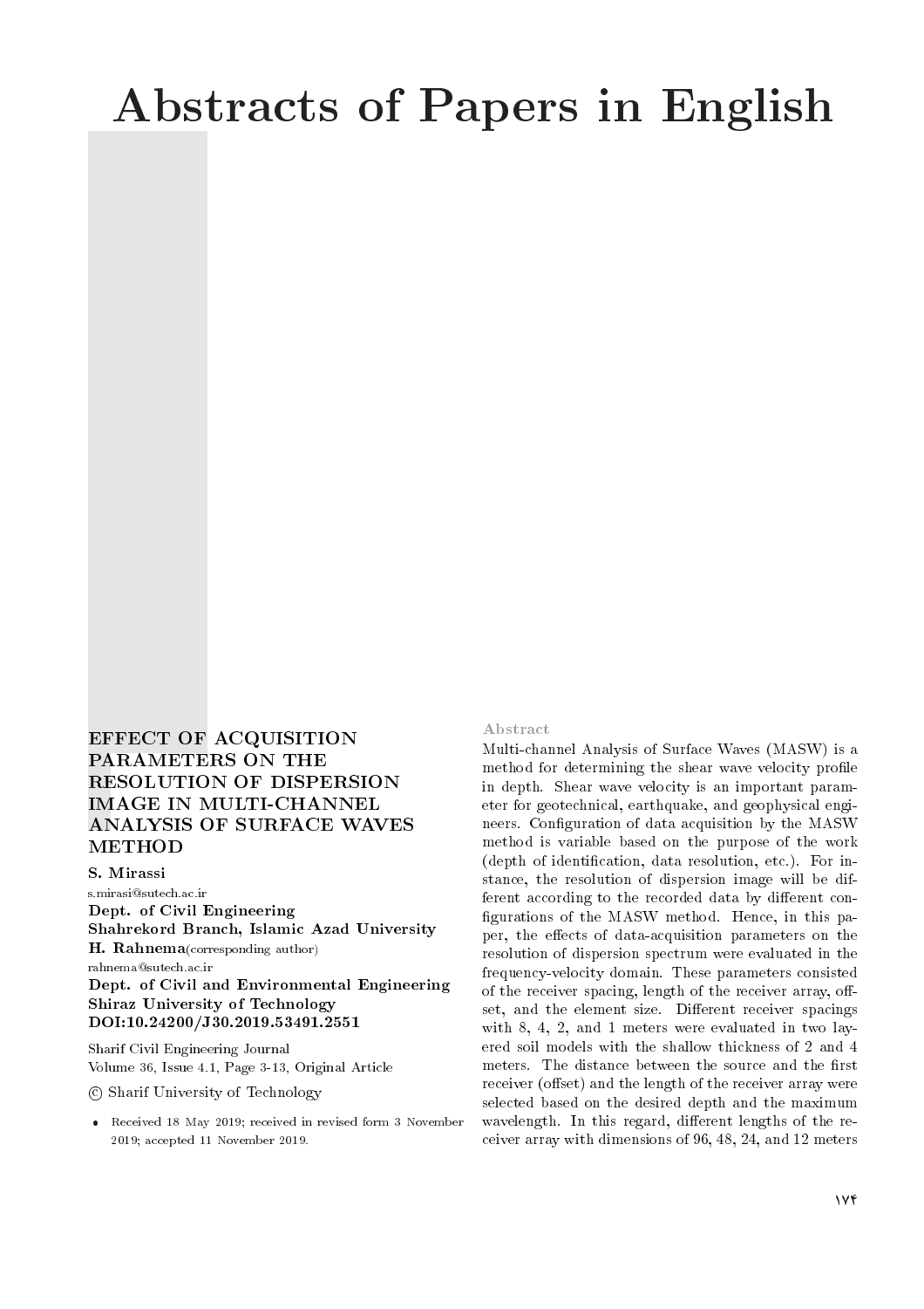# Abstracts of Papers in English

## EFFECT OF ACQUISITION PARAMETERS ON THE RESOLUTION OF DISPERSION IMAGE IN MULTI-CHANNEL ANALYSIS OF SURFACE WAVES METHOD

**S. Mirassi**
s.mirasi@sutech.ac.ir
**Dept. of Civil Engineering**
**Shahrekord Branch, Islamic Azad University**
**H. Rahnema**(corresponding author)
rahnema@sutech.ac.ir
**Dept. of Civil and Environmental Engineering**
**Shiraz University of Technology**
**DOI:10.24200/J30.2019.53491.2551**

Sharif Civil Engineering Journal
Volume 36, Issue 4.1, Page 3-13, Original Article

© Sharif University of Technology

- Received 18 May 2019; received in revised form 3 November 2019; accepted 11 November 2019.

### Abstract

Multi-channel Analysis of Surface Waves (MASW) is a method for determining the shear wave velocity profile in depth. Shear wave velocity is an important parameter for geotechnical, earthquake, and geophysical engineers. Configuration of data acquisition by the MASW method is variable based on the purpose of the work (depth of identification, data resolution, etc.). For instance, the resolution of dispersion image will be different according to the recorded data by different configurations of the MASW method. Hence, in this paper, the effects of data-acquisition parameters on the resolution of dispersion spectrum were evaluated in the frequency-velocity domain. These parameters consisted of the receiver spacing, length of the receiver array, offset, and the element size. Different receiver spacings with 8, 4, 2, and 1 meters were evaluated in two layered soil models with the shallow thickness of 2 and 4 meters. The distance between the source and the first receiver (offset) and the length of the receiver array were selected based on the desired depth and the maximum wavelength. In this regard, different lengths of the receiver array with dimensions of 96, 48, 24, and 12 meters